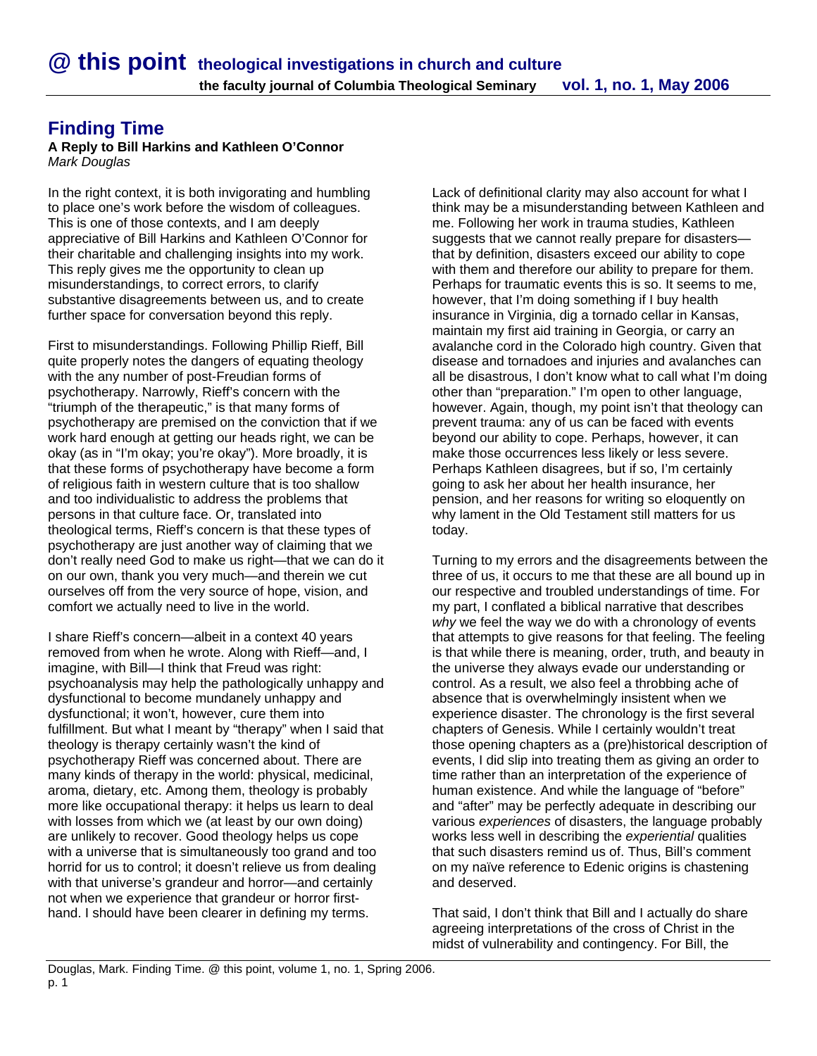# Finding Time

**A Reply to Bill Harkins and Kathleen O'Connor**
*Mark Douglas*

In the right context, it is both invigorating and humbling to place one's work before the wisdom of colleagues. This is one of those contexts, and I am deeply appreciative of Bill Harkins and Kathleen O'Connor for their charitable and challenging insights into my work. This reply gives me the opportunity to clean up misunderstandings, to correct errors, to clarify substantive disagreements between us, and to create further space for conversation beyond this reply.

First to misunderstandings. Following Phillip Rieff, Bill quite properly notes the dangers of equating theology with the any number of post-Freudian forms of psychotherapy. Narrowly, Rieff's concern with the "triumph of the therapeutic," is that many forms of psychotherapy are premised on the conviction that if we work hard enough at getting our heads right, we can be okay (as in "I'm okay; you're okay"). More broadly, it is that these forms of psychotherapy have become a form of religious faith in western culture that is too shallow and too individualistic to address the problems that persons in that culture face. Or, translated into theological terms, Rieff's concern is that these types of psychotherapy are just another way of claiming that we don't really need God to make us right—that we can do it on our own, thank you very much—and therein we cut ourselves off from the very source of hope, vision, and comfort we actually need to live in the world.

I share Rieff's concern—albeit in a context 40 years removed from when he wrote. Along with Rieff—and, I imagine, with Bill—I think that Freud was right: psychoanalysis may help the pathologically unhappy and dysfunctional to become mundanely unhappy and dysfunctional; it won't, however, cure them into fulfillment. But what I meant by "therapy" when I said that theology is therapy certainly wasn't the kind of psychotherapy Rieff was concerned about. There are many kinds of therapy in the world: physical, medicinal, aroma, dietary, etc. Among them, theology is probably more like occupational therapy: it helps us learn to deal with losses from which we (at least by our own doing) are unlikely to recover. Good theology helps us cope with a universe that is simultaneously too grand and too horrid for us to control; it doesn't relieve us from dealing with that universe's grandeur and horror—and certainly not when we experience that grandeur or horror first-hand. I should have been clearer in defining my terms.

Lack of definitional clarity may also account for what I think may be a misunderstanding between Kathleen and me. Following her work in trauma studies, Kathleen suggests that we cannot really prepare for disasters—that by definition, disasters exceed our ability to cope with them and therefore our ability to prepare for them. Perhaps for traumatic events this is so. It seems to me, however, that I'm doing something if I buy health insurance in Virginia, dig a tornado cellar in Kansas, maintain my first aid training in Georgia, or carry an avalanche cord in the Colorado high country. Given that disease and tornadoes and injuries and avalanches can all be disastrous, I don't know what to call what I'm doing other than "preparation." I'm open to other language, however. Again, though, my point isn't that theology can prevent trauma: any of us can be faced with events beyond our ability to cope. Perhaps, however, it can make those occurrences less likely or less severe. Perhaps Kathleen disagrees, but if so, I'm certainly going to ask her about her health insurance, her pension, and her reasons for writing so eloquently on why lament in the Old Testament still matters for us today.

Turning to my errors and the disagreements between the three of us, it occurs to me that these are all bound up in our respective and troubled understandings of time. For my part, I conflated a biblical narrative that describes *why* we feel the way we do with a chronology of events that attempts to give reasons for that feeling. The feeling is that while there is meaning, order, truth, and beauty in the universe they always evade our understanding or control. As a result, we also feel a throbbing ache of absence that is overwhelmingly insistent when we experience disaster. The chronology is the first several chapters of Genesis. While I certainly wouldn't treat those opening chapters as a (pre)historical description of events, I did slip into treating them as giving an order to time rather than an interpretation of the experience of human existence. And while the language of "before" and "after" may be perfectly adequate in describing our various *experiences* of disasters, the language probably works less well in describing the *experiential* qualities that such disasters remind us of. Thus, Bill's comment on my naïve reference to Edenic origins is chastening and deserved.

That said, I don't think that Bill and I actually do share agreeing interpretations of the cross of Christ in the midst of vulnerability and contingency. For Bill, the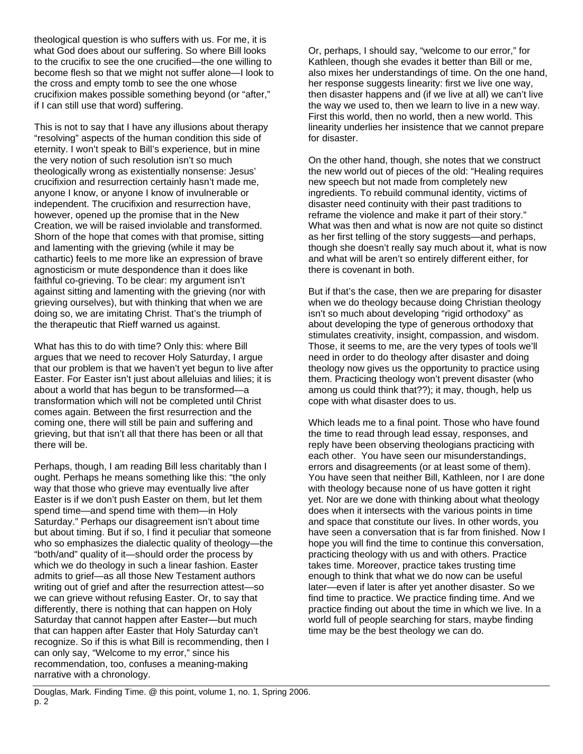theological question is who suffers with us. For me, it is what God does about our suffering. So where Bill looks to the crucifix to see the one crucified—the one willing to become flesh so that we might not suffer alone—I look to the cross and empty tomb to see the one whose crucifixion makes possible something beyond (or "after," if I can still use that word) suffering.

This is not to say that I have any illusions about therapy "resolving" aspects of the human condition this side of eternity. I won't speak to Bill's experience, but in mine the very notion of such resolution isn't so much theologically wrong as existentially nonsense: Jesus' crucifixion and resurrection certainly hasn't made me, anyone I know, or anyone I know of invulnerable or independent. The crucifixion and resurrection have, however, opened up the promise that in the New Creation, we will be raised inviolable and transformed. Shorn of the hope that comes with that promise, sitting and lamenting with the grieving (while it may be cathartic) feels to me more like an expression of brave agnosticism or mute despondence than it does like faithful co-grieving. To be clear: my argument isn't against sitting and lamenting with the grieving (nor with grieving ourselves), but with thinking that when we are doing so, we are imitating Christ. That's the triumph of the therapeutic that Rieff warned us against.

What has this to do with time? Only this: where Bill argues that we need to recover Holy Saturday, I argue that our problem is that we haven't yet begun to live after Easter. For Easter isn't just about alleluias and lilies; it is about a world that has begun to be transformed—a transformation which will not be completed until Christ comes again. Between the first resurrection and the coming one, there will still be pain and suffering and grieving, but that isn't all that there has been or all that there will be.

Perhaps, though, I am reading Bill less charitably than I ought. Perhaps he means something like this: "the only way that those who grieve may eventually live after Easter is if we don't push Easter on them, but let them spend time—and spend time with them—in Holy Saturday." Perhaps our disagreement isn't about time but about timing. But if so, I find it peculiar that someone who so emphasizes the dialectic quality of theology—the "both/and" quality of it—should order the process by which we do theology in such a linear fashion. Easter admits to grief—as all those New Testament authors writing out of grief and after the resurrection attest—so we can grieve without refusing Easter. Or, to say that differently, there is nothing that can happen on Holy Saturday that cannot happen after Easter—but much that can happen after Easter that Holy Saturday can't recognize. So if this is what Bill is recommending, then I can only say, "Welcome to my error," since his recommendation, too, confuses a meaning-making narrative with a chronology.

Or, perhaps, I should say, "welcome to our error," for Kathleen, though she evades it better than Bill or me, also mixes her understandings of time. On the one hand, her response suggests linearity: first we live one way, then disaster happens and (if we live at all) we can't live the way we used to, then we learn to live in a new way. First this world, then no world, then a new world. This linearity underlies her insistence that we cannot prepare for disaster.

On the other hand, though, she notes that we construct the new world out of pieces of the old: "Healing requires new speech but not made from completely new ingredients. To rebuild communal identity, victims of disaster need continuity with their past traditions to reframe the violence and make it part of their story." What was then and what is now are not quite so distinct as her first telling of the story suggests—and perhaps, though she doesn't really say much about it, what is now and what will be aren't so entirely different either, for there is covenant in both.

But if that's the case, then we are preparing for disaster when we do theology because doing Christian theology isn't so much about developing "rigid orthodoxy" as about developing the type of generous orthodoxy that stimulates creativity, insight, compassion, and wisdom. Those, it seems to me, are the very types of tools we'll need in order to do theology after disaster and doing theology now gives us the opportunity to practice using them. Practicing theology won't prevent disaster (who among us could think that??); it may, though, help us cope with what disaster does to us.

Which leads me to a final point. Those who have found the time to read through lead essay, responses, and reply have been observing theologians practicing with each other. You have seen our misunderstandings, errors and disagreements (or at least some of them). You have seen that neither Bill, Kathleen, nor I are done with theology because none of us have gotten it right yet. Nor are we done with thinking about what theology does when it intersects with the various points in time and space that constitute our lives. In other words, you have seen a conversation that is far from finished. Now I hope you will find the time to continue this conversation, practicing theology with us and with others. Practice takes time. Moreover, practice takes trusting time enough to think that what we do now can be useful later—even if later is after yet another disaster. So we find time to practice. We practice finding time. And we practice finding out about the time in which we live. In a world full of people searching for stars, maybe finding time may be the best theology we can do.